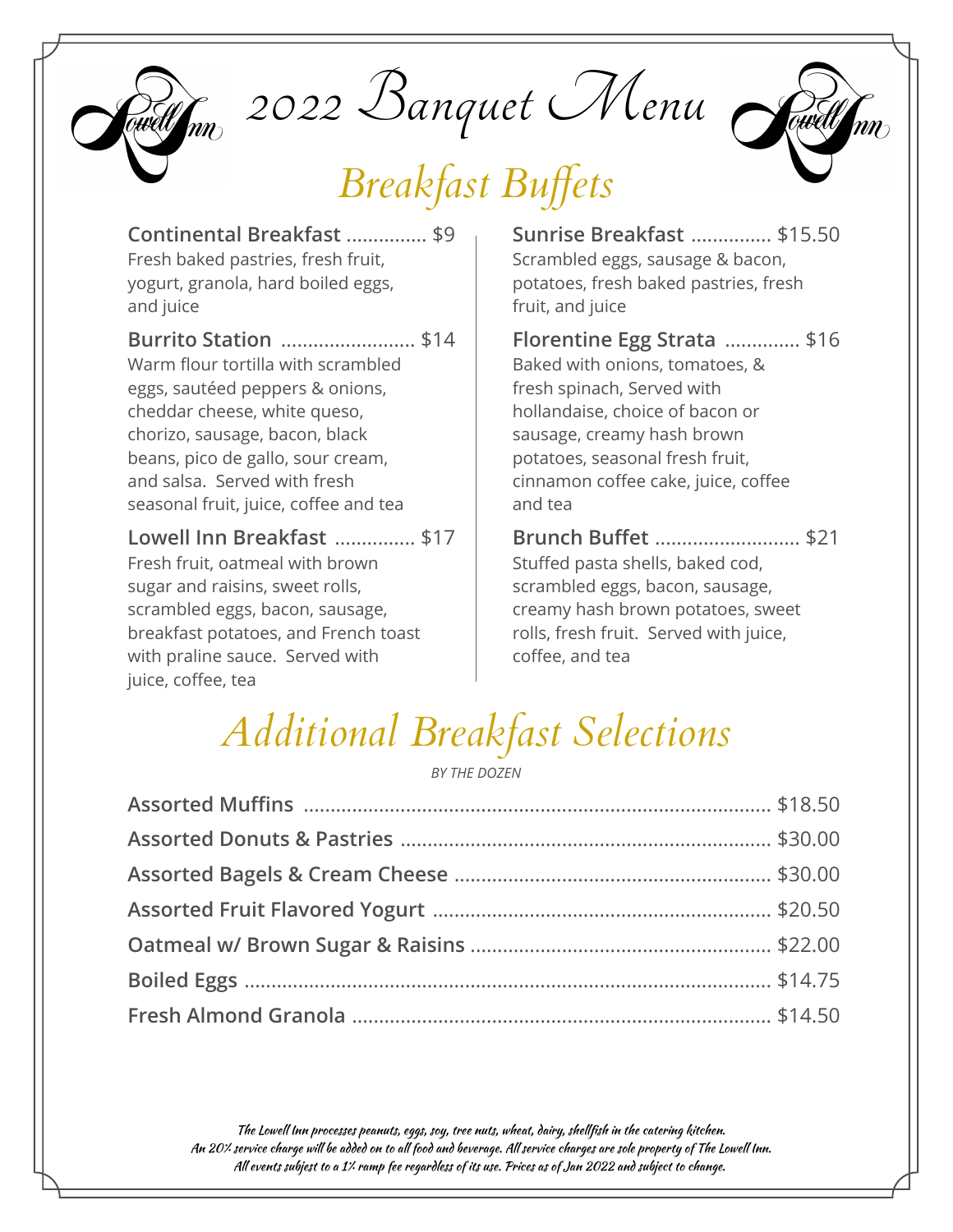# 2022 Banquet Menu

## Breakfast Buffets

**Continental Breakfast** ............... $9
Fresh baked pastries, fresh fruit, yogurt, granola, hard boiled eggs, and juice

**Burrito Station** ......................... $14
Warm flour tortilla with scrambled eggs, sautéed peppers & onions, cheddar cheese, white queso, chorizo, sausage, bacon, black beans, pico de gallo, sour cream, and salsa. Served with fresh seasonal fruit, juice, coffee and tea

**Lowell Inn Breakfast** ............... $17
Fresh fruit, oatmeal with brown sugar and raisins, sweet rolls, scrambled eggs, bacon, sausage, breakfast potatoes, and French toast with praline sauce. Served with juice, coffee, tea

**Sunrise Breakfast** ............... $15.50
Scrambled eggs, sausage & bacon, potatoes, fresh baked pastries, fresh fruit, and juice

**Florentine Egg Strata** .............. $16
Baked with onions, tomatoes, & fresh spinach, Served with hollandaise, choice of bacon or sausage, creamy hash brown potatoes, seasonal fresh fruit, cinnamon coffee cake, juice, coffee and tea

**Brunch Buffet** ........................... $21
Stuffed pasta shells, baked cod, scrambled eggs, bacon, sausage, creamy hash brown potatoes, sweet rolls, fresh fruit. Served with juice, coffee, and tea

## Additional Breakfast Selections

*BY THE DOZEN*

**Assorted Muffins** ............... $18.50
**Assorted Donuts & Pastries** ............... $30.00
**Assorted Bagels & Cream Cheese** ............... $30.00
**Assorted Fruit Flavored Yogurt** ............... $20.50
**Oatmeal w/ Brown Sugar & Raisins** ............... $22.00
**Boiled Eggs** ............... $14.75
**Fresh Almond Granola** ............... $14.50

*The Lowell Inn processes peanuts, eggs, soy, tree nuts, wheat, dairy, shellfish in the catering kitchen.*
*An 20% service charge will be added on to all food and beverage. All service charges are sole property of The Lowell Inn.*
*All events subject to a 1% ramp fee regardless of its use. Prices as of Jan 2022 and subject to change.*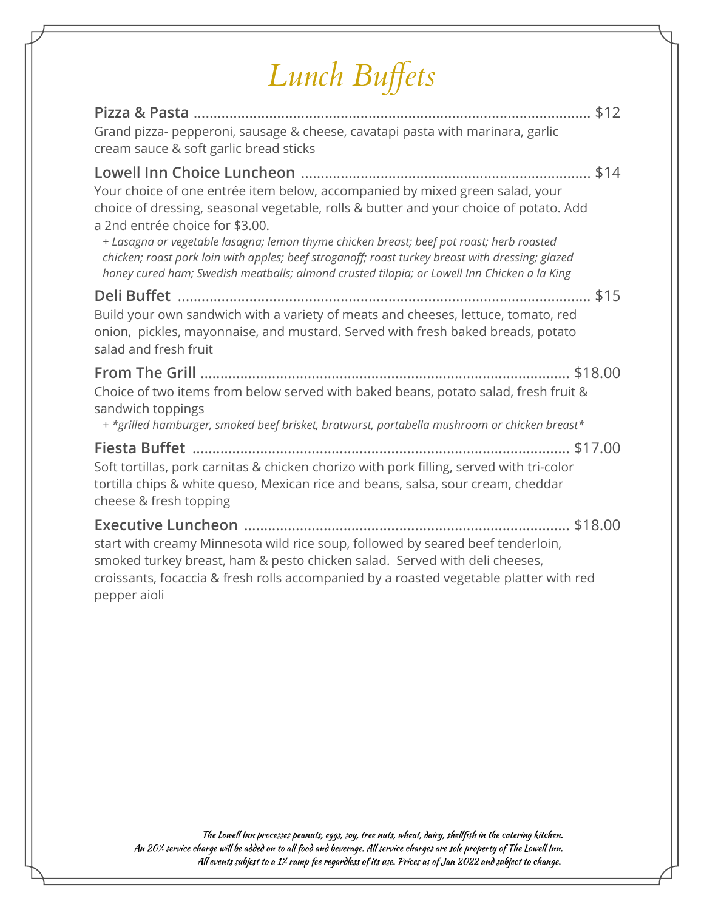# Lunch Buffets

**Pizza & Pasta** ........................................ $12
Grand pizza- pepperoni, sausage & cheese, cavatapi pasta with marinara, garlic cream sauce & soft garlic bread sticks

**Lowell Inn Choice Luncheon** ........................................ $14
Your choice of one entrée item below, accompanied by mixed green salad, your choice of dressing, seasonal vegetable, rolls & butter and your choice of potato. Add a 2nd entrée choice for $3.00.

*+ Lasagna or vegetable lasagna; lemon thyme chicken breast; beef pot roast; herb roasted chicken; roast pork loin with apples; beef stroganoff; roast turkey breast with dressing; glazed honey cured ham; Swedish meatballs; almond crusted tilapia; or Lowell Inn Chicken a la King*

**Deli Buffet** ........................................ $15
Build your own sandwich with a variety of meats and cheeses, lettuce, tomato, red onion, pickles, mayonnaise, and mustard. Served with fresh baked breads, potato salad and fresh fruit

**From The Grill** ........................................ $18.00
Choice of two items from below served with baked beans, potato salad, fresh fruit & sandwich toppings

*+ \*grilled hamburger, smoked beef brisket, bratwurst, portabella mushroom or chicken breast\**

**Fiesta Buffet** ........................................ $17.00
Soft tortillas, pork carnitas & chicken chorizo with pork filling, served with tri-color tortilla chips & white queso, Mexican rice and beans, salsa, sour cream, cheddar cheese & fresh topping

**Executive Luncheon** ........................................ $18.00
start with creamy Minnesota wild rice soup, followed by seared beef tenderloin, smoked turkey breast, ham & pesto chicken salad. Served with deli cheeses, croissants, focaccia & fresh rolls accompanied by a roasted vegetable platter with red pepper aioli

*The Lowell Inn processes peanuts, eggs, soy, tree nuts, wheat, dairy, shellfish in the catering kitchen.*
*An 20% service charge will be added on to all food and beverage. All service charges are sole property of The Lowell Inn.*
*All events subject to a 1% ramp fee regardless of its use. Prices as of Jan 2022 and subject to change.*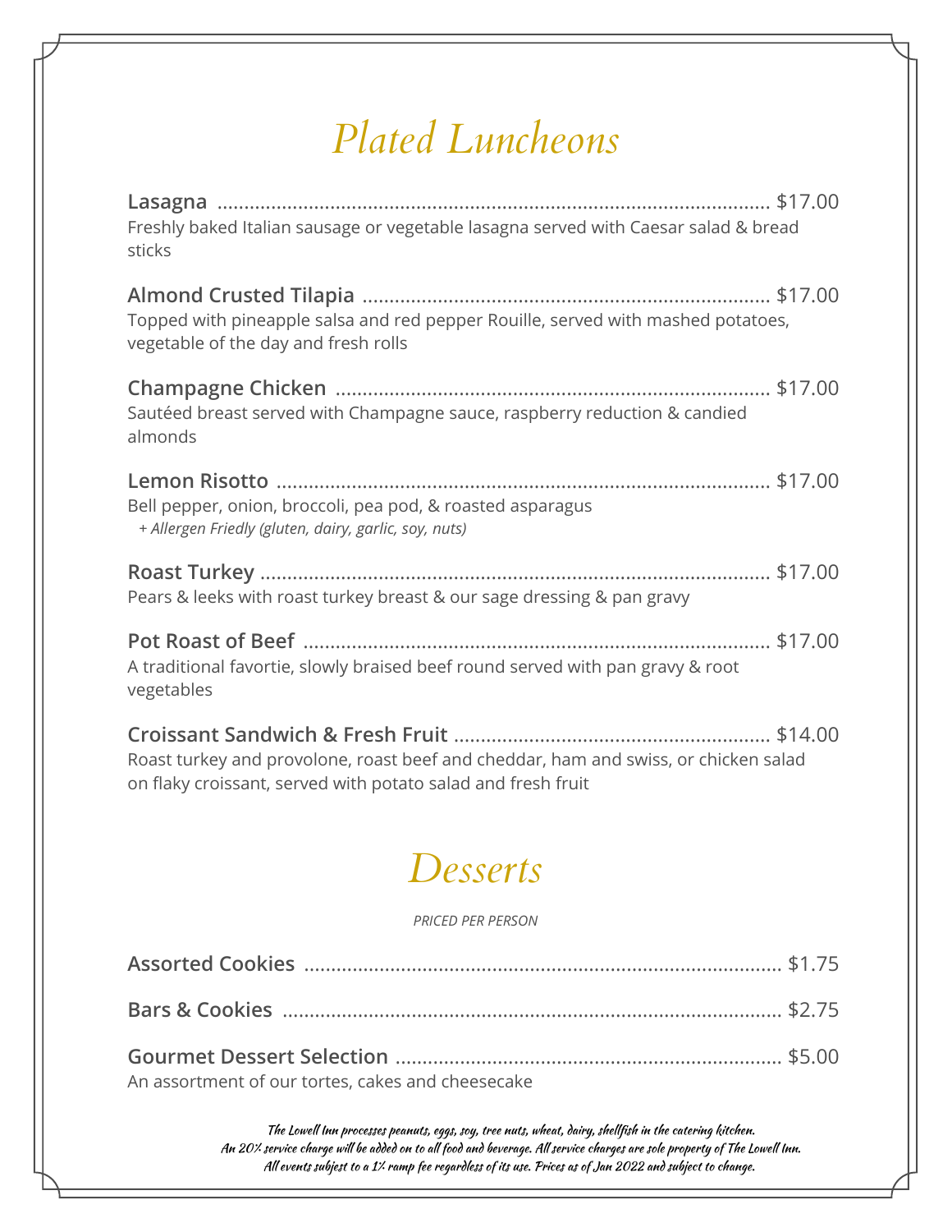# Plated Luncheons

**Lasagna** ........ $17.00
Freshly baked Italian sausage or vegetable lasagna served with Caesar salad & bread sticks

**Almond Crusted Tilapia** ........ $17.00
Topped with pineapple salsa and red pepper Rouille, served with mashed potatoes, vegetable of the day and fresh rolls

**Champagne Chicken** ........ $17.00
Sautéed breast served with Champagne sauce, raspberry reduction & candied almonds

**Lemon Risotto** ........ $17.00
Bell pepper, onion, broccoli, pea pod, & roasted asparagus
*+ Allergen Friedly (gluten, dairy, garlic, soy, nuts)*

**Roast Turkey** ........ $17.00
Pears & leeks with roast turkey breast & our sage dressing & pan gravy

**Pot Roast of Beef** ........ $17.00
A traditional favortie, slowly braised beef round served with pan gravy & root vegetables

**Croissant Sandwich & Fresh Fruit** ........ $14.00
Roast turkey and provolone, roast beef and cheddar, ham and swiss, or chicken salad on flaky croissant, served with potato salad and fresh fruit

# Desserts

*PRICED PER PERSON*

**Assorted Cookies** ........ $1.75

**Bars & Cookies** ........ $2.75

**Gourmet Dessert Selection** ........ $5.00
An assortment of our tortes, cakes and cheesecake

*The Lowell Inn processes peanuts, eggs, soy, tree nuts, wheat, dairy, shellfish in the catering kitchen.*
*An 20% service charge will be added on to all food and beverage. All service charges are sole property of The Lowell Inn.*
*All events subject to a 1% ramp fee regardless of its use. Prices as of Jan 2022 and subject to change.*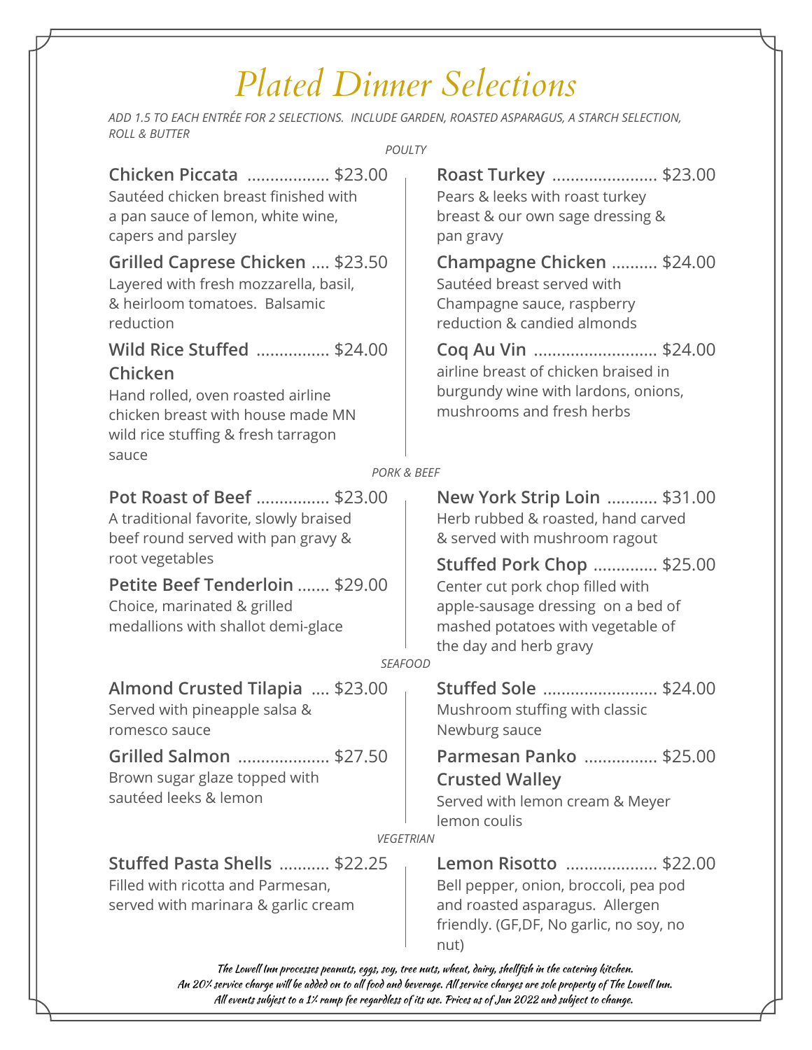# Plated Dinner Selections

*ADD 1.5 TO EACH ENTRÉE FOR 2 SELECTIONS. INCLUDE GARDEN, ROASTED ASPARAGUS, A STARCH SELECTION, ROLL & BUTTER*

*POULTY*

**Chicken Piccata** .................. $23.00
Sautéed chicken breast finished with a pan sauce of lemon, white wine, capers and parsley

**Grilled Caprese Chicken** .... $23.50
Layered with fresh mozzarella, basil, & heirloom tomatoes. Balsamic reduction

**Wild Rice Stuffed Chicken** ................ $24.00
Hand rolled, oven roasted airline chicken breast with house made MN wild rice stuffing & fresh tarragon sauce

**Roast Turkey** ....................... $23.00
Pears & leeks with roast turkey breast & our own sage dressing & pan gravy

**Champagne Chicken** .......... $24.00
Sautéed breast served with Champagne sauce, raspberry reduction & candied almonds

**Coq Au Vin** ........................... $24.00
airline breast of chicken braised in burgundy wine with lardons, onions, mushrooms and fresh herbs

*PORK & BEEF*

**Pot Roast of Beef** ................ $23.00
A traditional favorite, slowly braised beef round served with pan gravy & root vegetables

**Petite Beef Tenderloin** ....... $29.00
Choice, marinated & grilled medallions with shallot demi-glace

**New York Strip Loin** ........... $31.00
Herb rubbed & roasted, hand carved & served with mushroom ragout

**Stuffed Pork Chop** ............. $25.00
Center cut pork chop filled with apple-sausage dressing on a bed of mashed potatoes with vegetable of the day and herb gravy

*SEAFOOD*

**Almond Crusted Tilapia** .... $23.00
Served with pineapple salsa & romesco sauce

**Grilled Salmon** .................... $27.50
Brown sugar glaze topped with sautéed leeks & lemon

**Stuffed Sole** ......................... $24.00
Mushroom stuffing with classic Newburg sauce

**Parmesan Panko Crusted Walley** ................ $25.00
Served with lemon cream & Meyer lemon coulis

*VEGETRIAN*

**Stuffed Pasta Shells** ........... $22.25
Filled with ricotta and Parmesan, served with marinara & garlic cream

**Lemon Risotto** .................... $22.00
Bell pepper, onion, broccoli, pea pod and roasted asparagus. Allergen friendly. (GF,DF, No garlic, no soy, no nut)

*The Lowell Inn processes peanuts, eggs, soy, tree nuts, wheat, dairy, shellfish in the catering kitchen.*
*An 20% service charge will be added on to all food and beverage. All service charges are sole property of The Lowell Inn.*
*All events subject to a 1% ramp fee regardless of its use. Prices as of Jan 2022 and subject to change.*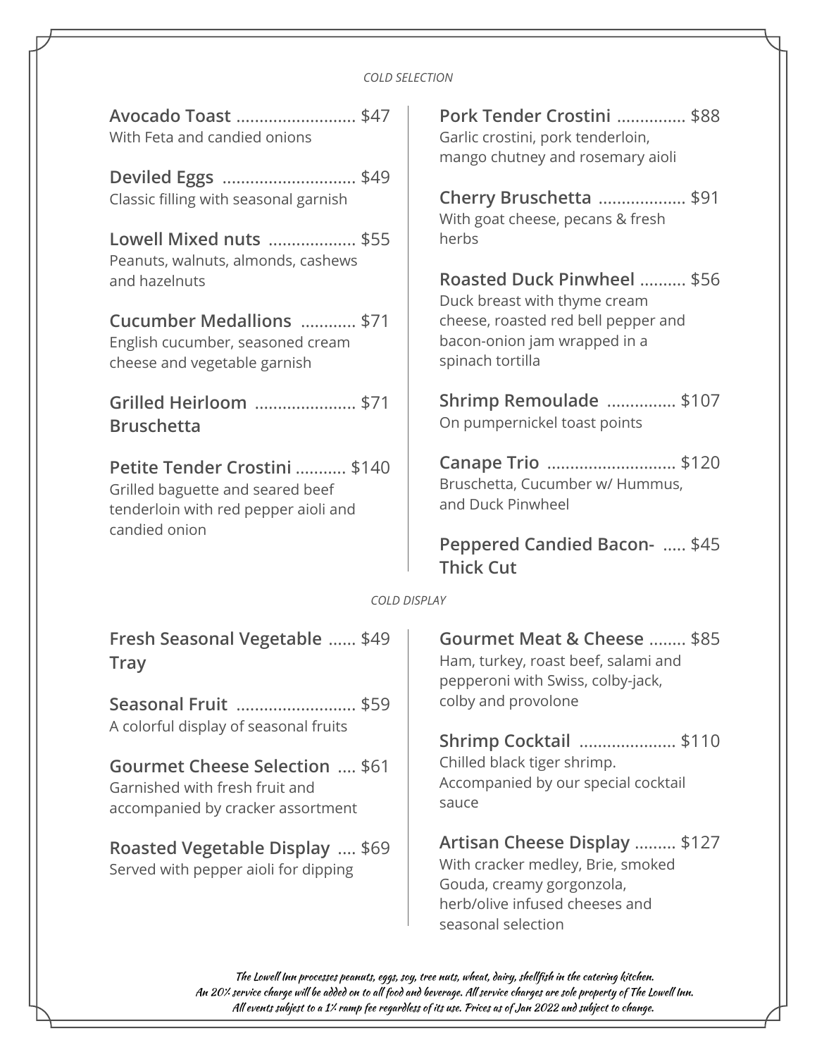## *COLD SELECTION*

**Avocado Toast** .......................... $47
With Feta and candied onions

**Deviled Eggs** ............................ $49
Classic filling with seasonal garnish

**Lowell Mixed nuts** .................. $55
Peanuts, walnuts, almonds, cashews and hazelnuts

**Cucumber Medallions** ............ $71
English cucumber, seasoned cream cheese and vegetable garnish

**Grilled Heirloom Bruschetta** ...................... $71

**Petite Tender Crostini** ........... $140
Grilled baguette and seared beef tenderloin with red pepper aioli and candied onion

**Pork Tender Crostini** ............... $88
Garlic crostini, pork tenderloin, mango chutney and rosemary aioli

**Cherry Bruschetta** .................. $91
With goat cheese, pecans & fresh herbs

**Roasted Duck Pinwheel** .......... $56
Duck breast with thyme cream cheese, roasted red bell pepper and bacon-onion jam wrapped in a spinach tortilla

**Shrimp Remoulade** ............... $107
On pumpernickel toast points

**Canape Trio** ............................ $120
Bruschetta, Cucumber w/ Hummus, and Duck Pinwheel

**Peppered Candied Bacon- Thick Cut** ..... $45

## *COLD DISPLAY*

**Fresh Seasonal Vegetable Tray** ...... $49

**Seasonal Fruit** ......................... $59
A colorful display of seasonal fruits

**Gourmet Cheese Selection** .... $61
Garnished with fresh fruit and accompanied by cracker assortment

**Roasted Vegetable Display** .... $69
Served with pepper aioli for dipping

**Gourmet Meat & Cheese** ........ $85
Ham, turkey, roast beef, salami and pepperoni with Swiss, colby-jack, colby and provolone

**Shrimp Cocktail** ..................... $110
Chilled black tiger shrimp. Accompanied by our special cocktail sauce

**Artisan Cheese Display** ......... $127
With cracker medley, Brie, smoked Gouda, creamy gorgonzola, herb/olive infused cheeses and seasonal selection

*The Lowell Inn processes peanuts, eggs, soy, tree nuts, wheat, dairy, shellfish in the catering kitchen.*
*An 20% service charge will be added on to all food and beverage. All service charges are sole property of The Lowell Inn.*
*All events subject to a 1% ramp fee regardless of its use. Prices as of Jan 2022 and subject to change.*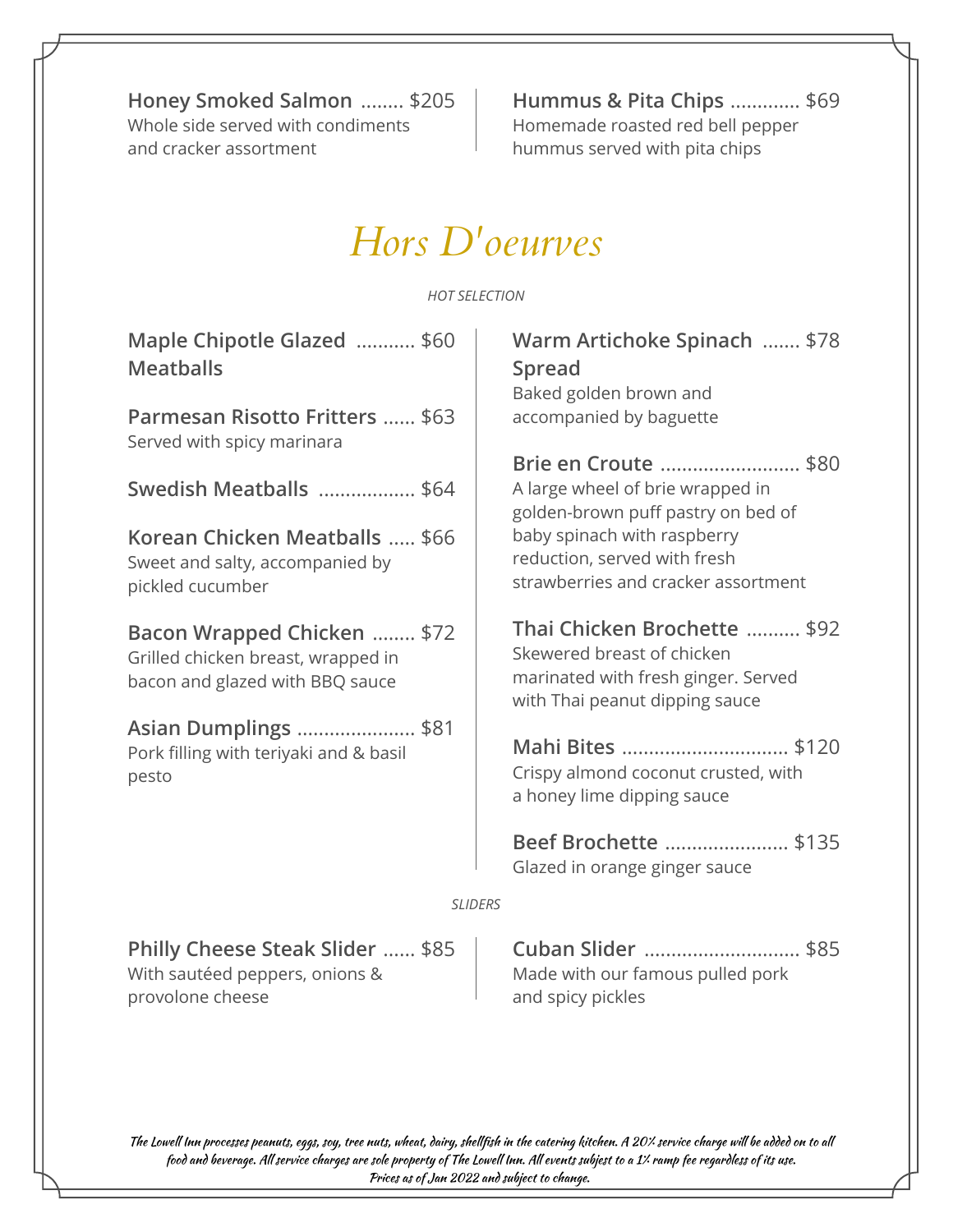**Honey Smoked Salmon** ........ $205
Whole side served with condiments and cracker assortment

**Hummus & Pita Chips** ............. $69
Homemade roasted red bell pepper hummus served with pita chips

# *Hors D'oeurves*

*HOT SELECTION*

**Maple Chipotle Glazed Meatballs** ........... $60

**Parmesan Risotto Fritters** ...... $63
Served with spicy marinara

**Swedish Meatballs** .................. $64

**Korean Chicken Meatballs** ..... $66
Sweet and salty, accompanied by pickled cucumber

**Bacon Wrapped Chicken** ........ $72
Grilled chicken breast, wrapped in bacon and glazed with BBQ sauce

**Asian Dumplings** ...................... $81
Pork filling with teriyaki and & basil pesto

**Warm Artichoke Spinach Spread** ....... $78
Baked golden brown and accompanied by baguette

**Brie en Croute** .......................... $80
A large wheel of brie wrapped in golden-brown puff pastry on bed of baby spinach with raspberry reduction, served with fresh strawberries and cracker assortment

**Thai Chicken Brochette** .......... $92
Skewered breast of chicken marinated with fresh ginger. Served with Thai peanut dipping sauce

**Mahi Bites** ............................... $120
Crispy almond coconut crusted, with a honey lime dipping sauce

**Beef Brochette** ....................... $135
Glazed in orange ginger sauce

*SLIDERS*

**Philly Cheese Steak Slider** ...... $85
With sautéed peppers, onions & provolone cheese

**Cuban Slider** ............................ $85
Made with our famous pulled pork and spicy pickles

*The Lowell Inn processes peanuts, eggs, soy, tree nuts, wheat, dairy, shellfish in the catering kitchen. A 20% service charge will be added on to all food and beverage. All service charges are sole property of The Lowell Inn. All events subject to a 1% ramp fee regardless of its use. Prices as of Jan 2022 and subject to change.*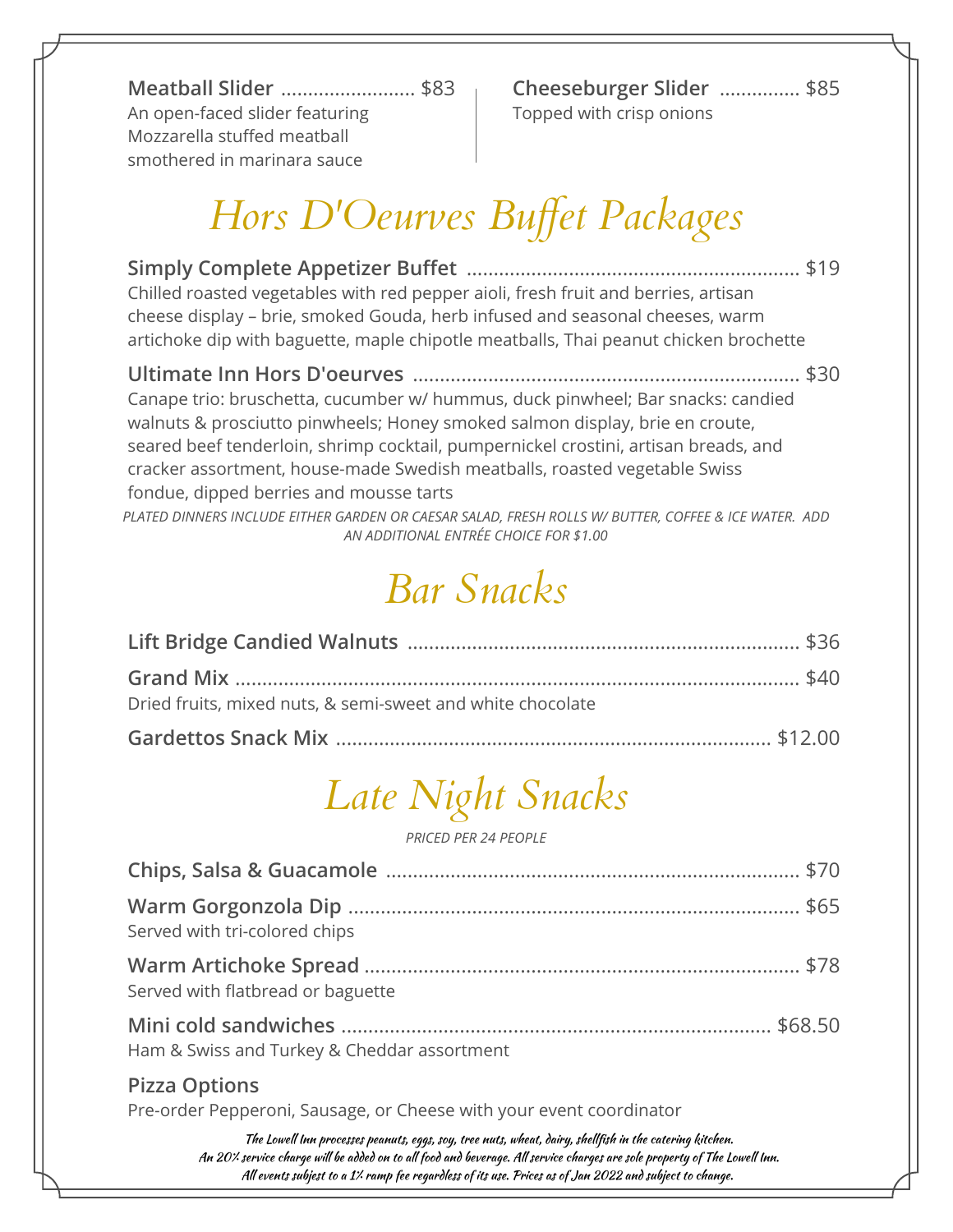**Meatball Slider** ......................... $83
An open-faced slider featuring Mozzarella stuffed meatball smothered in marinara sauce

**Cheeseburger Slider** ............... $85
Topped with crisp onions

# *Hors D'Oeurves Buffet Packages*

**Simply Complete Appetizer Buffet** ............................................................. $19
Chilled roasted vegetables with red pepper aioli, fresh fruit and berries, artisan cheese display – brie, smoked Gouda, herb infused and seasonal cheeses, warm artichoke dip with baguette, maple chipotle meatballs, Thai peanut chicken brochette

**Ultimate Inn Hors D'oeurves** ....................................................................... $30
Canape trio: bruschetta, cucumber w/ hummus, duck pinwheel; Bar snacks: candied walnuts & prosciutto pinwheels; Honey smoked salmon display, brie en croute, seared beef tenderloin, shrimp cocktail, pumpernickel crostini, artisan breads, and cracker assortment, house-made Swedish meatballs, roasted vegetable Swiss fondue, dipped berries and mousse tarts

*PLATED DINNERS INCLUDE EITHER GARDEN OR CAESAR SALAD, FRESH ROLLS W/ BUTTER, COFFEE & ICE WATER. ADD AN ADDITIONAL ENTRÉE CHOICE FOR $1.00*

# *Bar Snacks*

**Lift Bridge Candied Walnuts** ........................................................................ $36

**Grand Mix** ......................................................................................................... $40
Dried fruits, mixed nuts, & semi-sweet and white chocolate

**Gardettos Snack Mix** ................................................................................ $12.00

# *Late Night Snacks*

*PRICED PER 24 PEOPLE*

**Chips, Salsa & Guacamole** ............................................................................ $70

**Warm Gorgonzola Dip** .................................................................................... $65
Served with tri-colored chips

**Warm Artichoke Spread** ................................................................................. $78
Served with flatbread or baguette

**Mini cold sandwiches** ............................................................................... $68.50
Ham & Swiss and Turkey & Cheddar assortment

**Pizza Options**
Pre-order Pepperoni, Sausage, or Cheese with your event coordinator

*The Lowell Inn processes peanuts, eggs, soy, tree nuts, wheat, dairy, shellfish in the catering kitchen.*
*An 20% service charge will be added on to all food and beverage. All service charges are sole property of The Lowell Inn.*
*All events subjest to a 1% ramp fee regardless of its use. Prices as of Jan 2022 and subject to change.*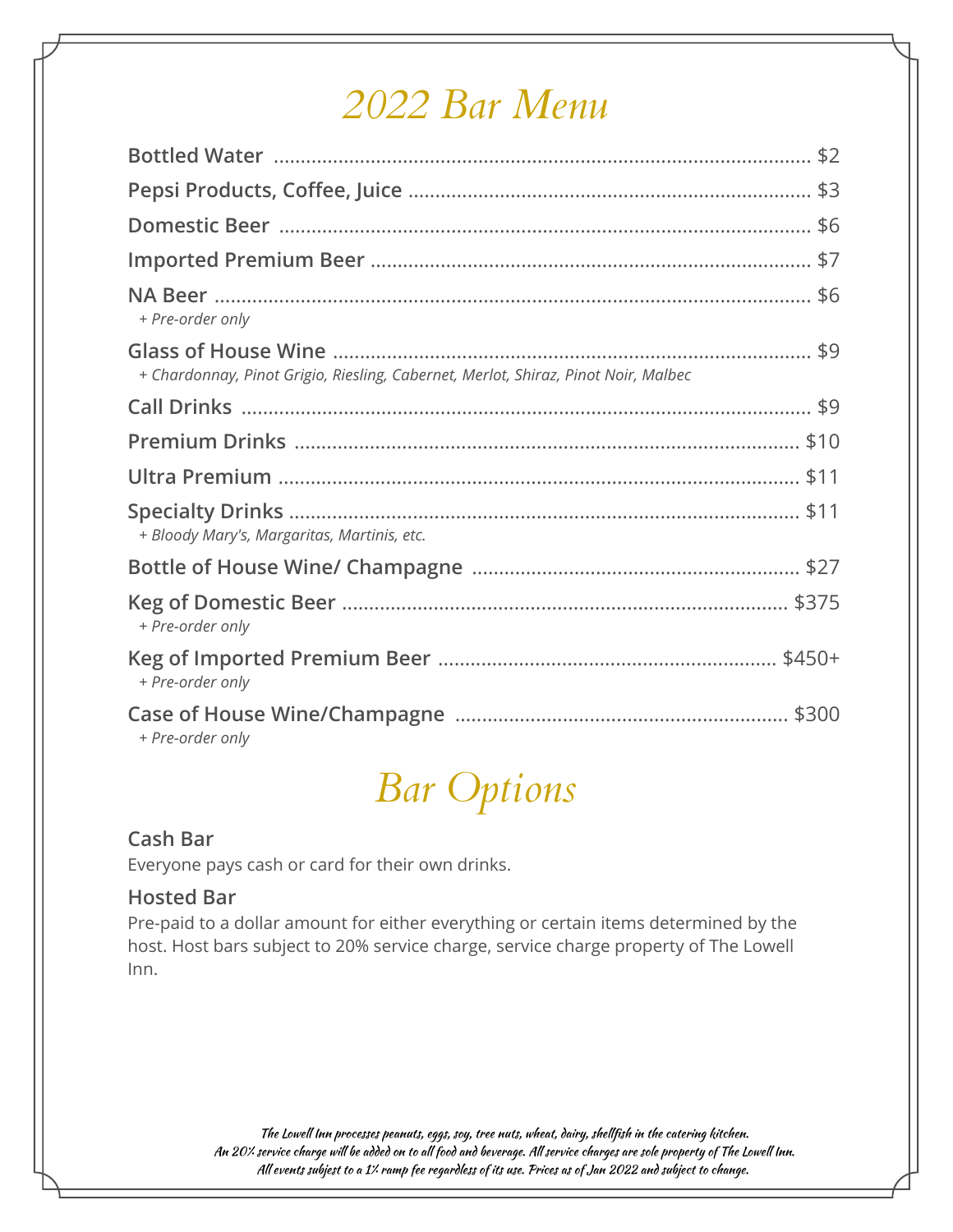# 2022 Bar Menu

| | |
|---|---|
| **Bottled Water** | $2 |
| **Pepsi Products, Coffee, Juice** | $3 |
| **Domestic Beer** | $6 |
| **Imported Premium Beer** | $7 |
| **NA Beer** <br> *+ Pre-order only* | $6 |
| **Glass of House Wine** <br> *+ Chardonnay, Pinot Grigio, Riesling, Cabernet, Merlot, Shiraz, Pinot Noir, Malbec* | $9 |
| **Call Drinks** | $9 |
| **Premium Drinks** | $10 |
| **Ultra Premium** | $11 |
| **Specialty Drinks** <br> *+ Bloody Mary's, Margaritas, Martinis, etc.* | $11 |
| **Bottle of House Wine/ Champagne** | $27 |
| **Keg of Domestic Beer** <br> *+ Pre-order only* | $375 |
| **Keg of Imported Premium Beer** <br> *+ Pre-order only* | $450+ |
| **Case of House Wine/Champagne** <br> *+ Pre-order only* | $300 |

# Bar Options

### Cash Bar

Everyone pays cash or card for their own drinks.

### Hosted Bar

Pre-paid to a dollar amount for either everything or certain items determined by the host. Host bars subject to 20% service charge, service charge property of The Lowell Inn.

*The Lowell Inn processes peanuts, eggs, soy, tree nuts, wheat, dairy, shellfish in the catering kitchen.*
*An 20% service charge will be added on to all food and beverage. All service charges are sole property of The Lowell Inn.*
*All events subject to a 1% ramp fee regardless of its use. Prices as of Jan 2022 and subject to change.*